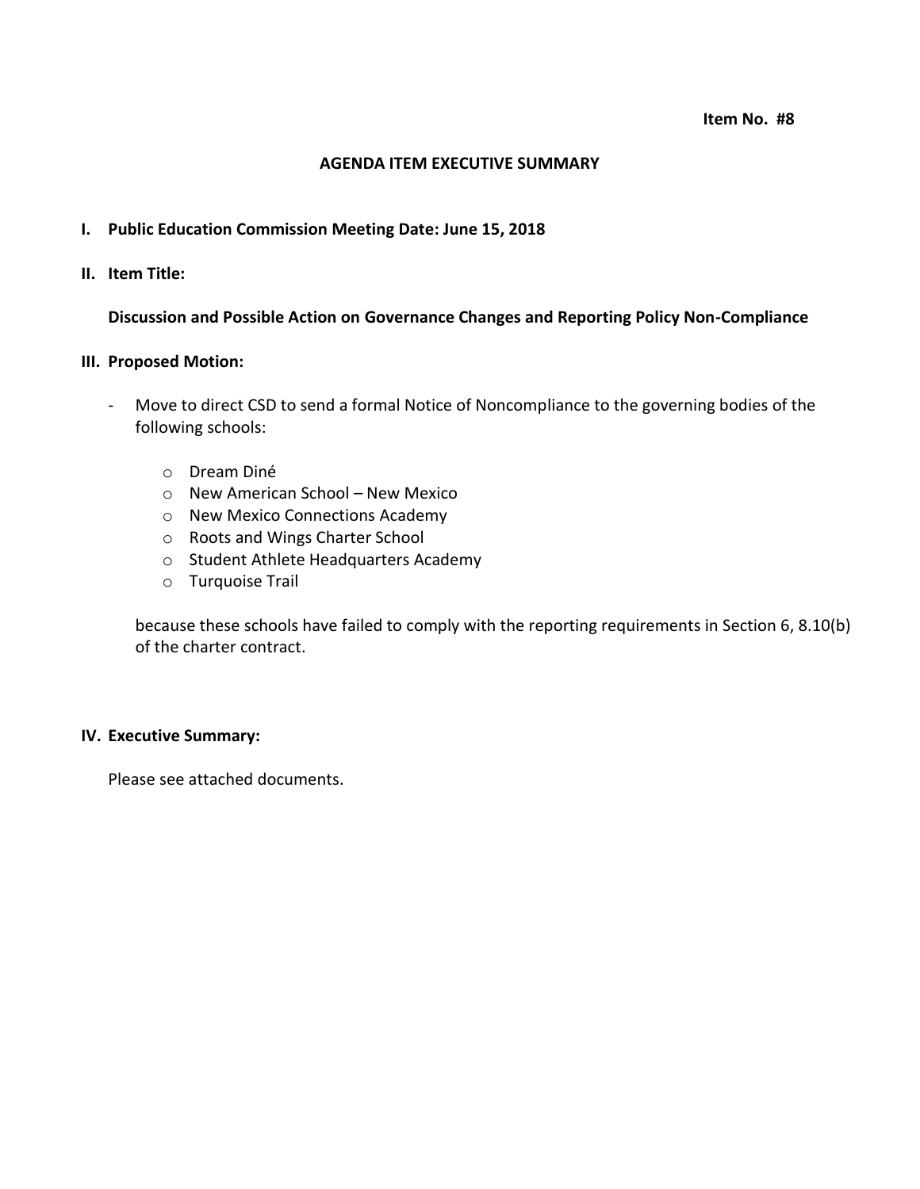**Item No. #8**

## AGENDA ITEM EXECUTIVE SUMMARY

**I. Public Education Commission Meeting Date: June 15, 2018**

**II. Item Title:**

**Discussion and Possible Action on Governance Changes and Reporting Policy Non-Compliance**

**III. Proposed Motion:**

- Move to direct CSD to send a formal Notice of Noncompliance to the governing bodies of the following schools:
  - Dream Diné
  - New American School – New Mexico
  - New Mexico Connections Academy
  - Roots and Wings Charter School
  - Student Athlete Headquarters Academy
  - Turquoise Trail

  because these schools have failed to comply with the reporting requirements in Section 6, 8.10(b) of the charter contract.

**IV. Executive Summary:**

Please see attached documents.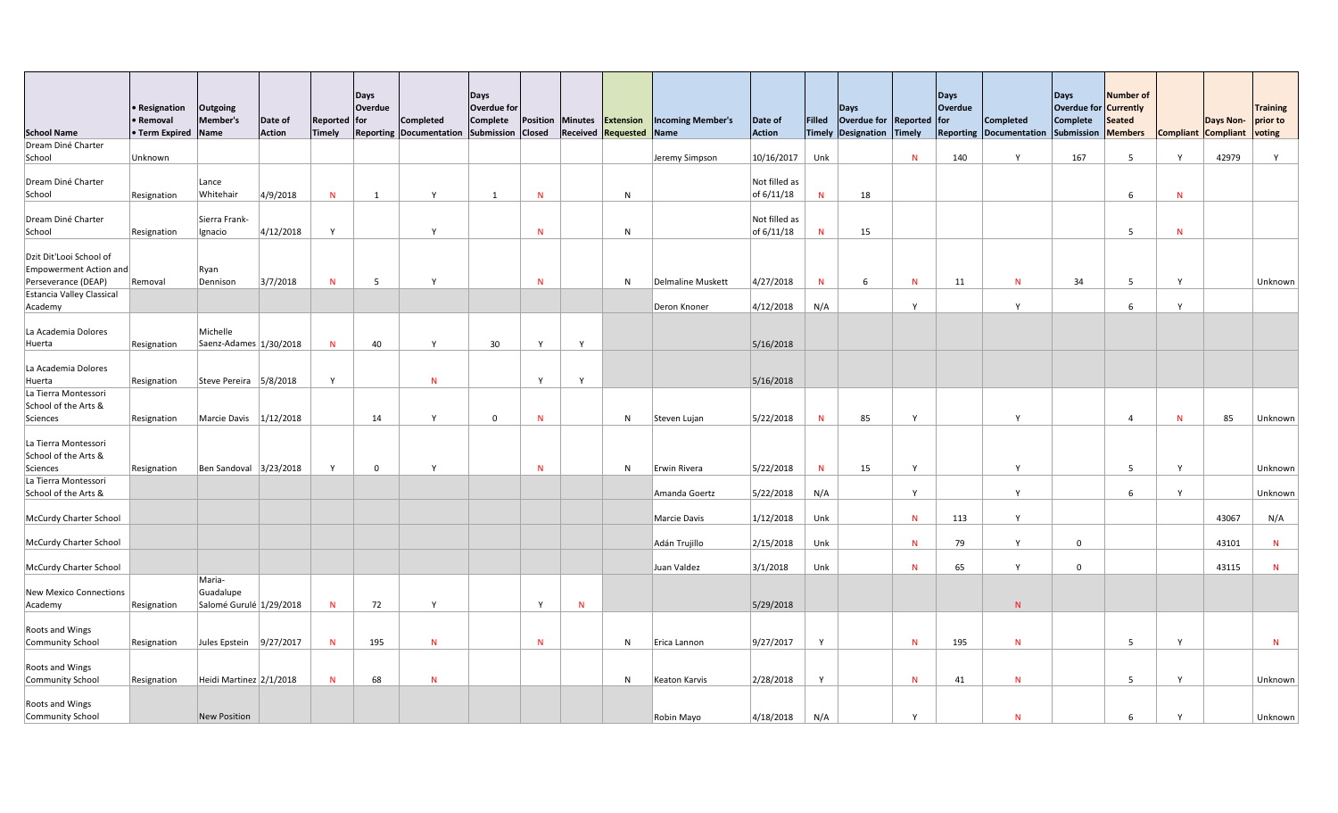| School Name | • Resignation • Removal • Term Expired | Outgoing Member's Name | Date of Action | Reported Timely | Days Overdue for Reporting | Completed Documentation | Days Overdue for Complete Submission | Position Closed | Minutes Received | Extension Requested | Incoming Member's Name | Date of Action | Filled Timely | Days Overdue for Designation | Reported Timely | Days Overdue for Reporting | Completed Documentation | Days Overdue for Complete Submission | Number of Currently Seated Members | Compliant | Days Non-Compliant | Training prior to voting |
|---|---|---|---|---|---|---|---|---|---|---|---|---|---|---|---|---|---|---|---|---|---|---|
| Dream Diné Charter School | Unknown | | | | | | | | | | Jeremy Simpson | 10/16/2017 | Unk | | N | 140 | Y | 167 | 5 | Y | 42979 | Y |
| Dream Diné Charter School | Resignation | Lance Whitehair | 4/9/2018 | N | 1 | Y | 1 | N | | N | | Not filled as of 6/11/18 | N | 18 | | | | | 6 | N | | |
| Dream Diné Charter School | Resignation | Sierra Frank-Ignacio | 4/12/2018 | Y | | Y | | N | | N | | Not filled as of 6/11/18 | N | 15 | | | | | 5 | N | | |
| Dzit Dit'Looi School of Empowerment Action and Perseverance (DEAP) | Removal | Ryan Dennison | 3/7/2018 | N | 5 | Y | | N | | N | Delmaline Muskett | 4/27/2018 | N | 6 | N | 11 | N | 34 | 5 | Y | | Unknown |
| Estancia Valley Classical Academy | | | | | | | | | | | Deron Knoner | 4/12/2018 | N/A | | Y | | Y | | 6 | Y | | |
| La Academia Dolores Huerta | Resignation | Michelle Saenz-Adames | 1/30/2018 | N | 40 | Y | 30 | Y | Y | | | 5/16/2018 | | | | | | | | | | |
| La Academia Dolores Huerta | Resignation | Steve Pereira | 5/8/2018 | Y | | N | | Y | Y | | | 5/16/2018 | | | | | | | | | | |
| La Tierra Montessori School of the Arts & Sciences | Resignation | Marcie Davis | 1/12/2018 | | 14 | Y | 0 | N | | N | Steven Lujan | 5/22/2018 | N | 85 | Y | | Y | | 4 | N | 85 | Unknown |
| La Tierra Montessori School of the Arts & Sciences | Resignation | Ben Sandoval | 3/23/2018 | Y | 0 | Y | | N | | N | Erwin Rivera | 5/22/2018 | N | 15 | Y | | Y | | 5 | Y | | Unknown |
| La Tierra Montessori School of the Arts & | | | | | | | | | | | Amanda Goertz | 5/22/2018 | N/A | | Y | | Y | | 6 | Y | | Unknown |
| McCurdy Charter School | | | | | | | | | | | Marcie Davis | 1/12/2018 | Unk | | N | 113 | Y | | | | 43067 | N/A |
| McCurdy Charter School | | | | | | | | | | | Adán Trujillo | 2/15/2018 | Unk | | N | 79 | Y | 0 | | | 43101 | N |
| McCurdy Charter School | | | | | | | | | | | Juan Valdez | 3/1/2018 | Unk | | N | 65 | Y | 0 | | | 43115 | N |
| New Mexico Connections Academy | Resignation | Maria-Guadalupe Salomé Gurulé | 1/29/2018 | N | 72 | Y | | Y | N | | | 5/29/2018 | | | | | N | | | | | |
| Roots and Wings Community School | Resignation | Jules Epstein | 9/27/2017 | N | 195 | N | | N | | N | Erica Lannon | 9/27/2017 | Y | | N | 195 | N | | 5 | Y | | N |
| Roots and Wings Community School | Resignation | Heidi Martinez | 2/1/2018 | N | 68 | N | | | | N | Keaton Karvis | 2/28/2018 | Y | | N | 41 | N | | 5 | Y | | Unknown |
| Roots and Wings Community School | | New Position | | | | | | | | | Robin Mayo | 4/18/2018 | N/A | | Y | | N | | 6 | Y | | Unknown |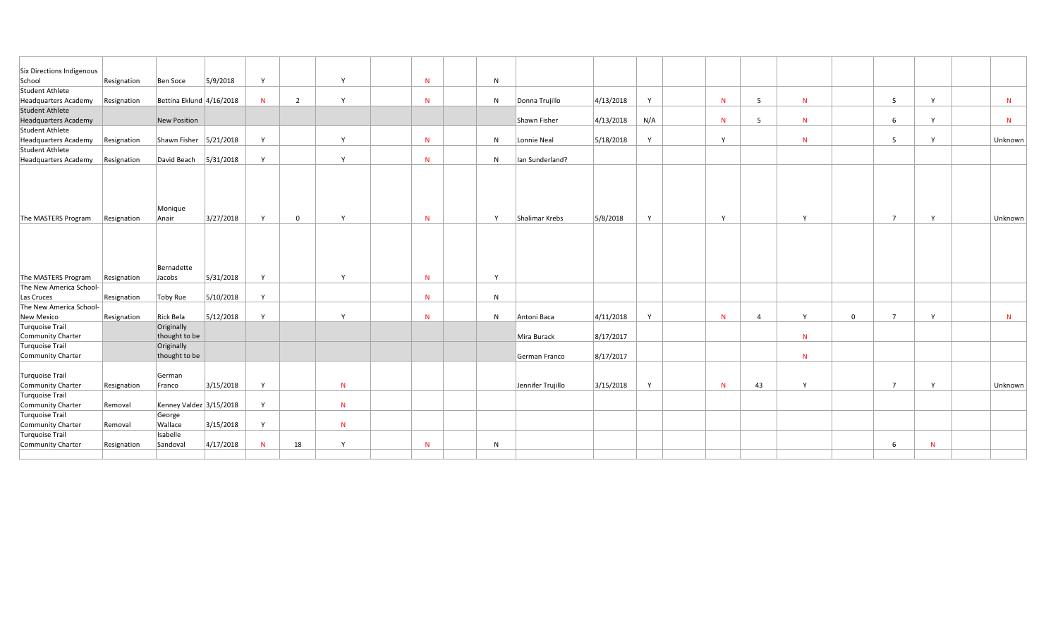| | | | | | | | | | | | | | | | | | | | | | | |
|---|---|---|---|---|---|---|---|---|---|---|---|---|---|---|---|---|---|---|---|---|---|---|
| Six Directions Indigenous School | Resignation | Ben Soce | 5/9/2018 | Y | | Y | | N | | N | | | | | | | | | | | | |
| Student Athlete Headquarters Academy | Resignation | Bettina Eklund | 4/16/2018 | N | 2 | Y | | N | | N | Donna Trujillo | 4/13/2018 | Y | | N | 5 | N | | 5 | Y | | N |
| Student Athlete Headquarters Academy | | New Position | | | | | | | | | Shawn Fisher | 4/13/2018 | N/A | | N | 5 | N | | 6 | Y | | N |
| Student Athlete Headquarters Academy | Resignation | Shawn Fisher | 5/21/2018 | Y | | Y | | N | | N | Lonnie Neal | 5/18/2018 | Y | | Y | | N | | 5 | Y | | Unknown |
| Student Athlete Headquarters Academy | Resignation | David Beach | 5/31/2018 | Y | | Y | | N | | N | Ian Sunderland? | | | | | | | | | | | |
| The MASTERS Program | Resignation | Monique Anair | 3/27/2018 | Y | 0 | Y | | N | | Y | Shalimar Krebs | 5/8/2018 | Y | | Y | | Y | | 7 | Y | | Unknown |
| The MASTERS Program | Resignation | Bernadette Jacobs | 5/31/2018 | Y | | Y | | N | | Y | | | | | | | | | | | | |
| The New America School-Las Cruces | Resignation | Toby Rue | 5/10/2018 | Y | | | | N | | N | | | | | | | | | | | | |
| The New America School-New Mexico | Resignation | Rick Bela | 5/12/2018 | Y | | Y | | N | | N | Antoni Baca | 4/11/2018 | Y | | N | 4 | Y | 0 | 7 | Y | | N |
| Turquoise Trail Community Charter | | Originally thought to be | | | | | | | | | Mira Burack | 8/17/2017 | | | | | N | | | | | |
| Turquoise Trail Community Charter | | Originally thought to be | | | | | | | | | German Franco | 8/17/2017 | | | | | N | | | | | |
| Turquoise Trail Community Charter | Resignation | German Franco | 3/15/2018 | Y | | N | | | | | Jennifer Trujillo | 3/15/2018 | Y | | N | 43 | Y | | 7 | Y | | Unknown |
| Turquoise Trail Community Charter | Removal | Kenney Valdez | 3/15/2018 | Y | | N | | | | | | | | | | | | | | | | |
| Turquoise Trail Community Charter | Removal | George Wallace | 3/15/2018 | Y | | N | | | | | | | | | | | | | | | | |
| Turquoise Trail Community Charter | Resignation | Isabelle Sandoval | 4/17/2018 | N | 18 | Y | | N | | N | | | | | | | | | 6 | N | | |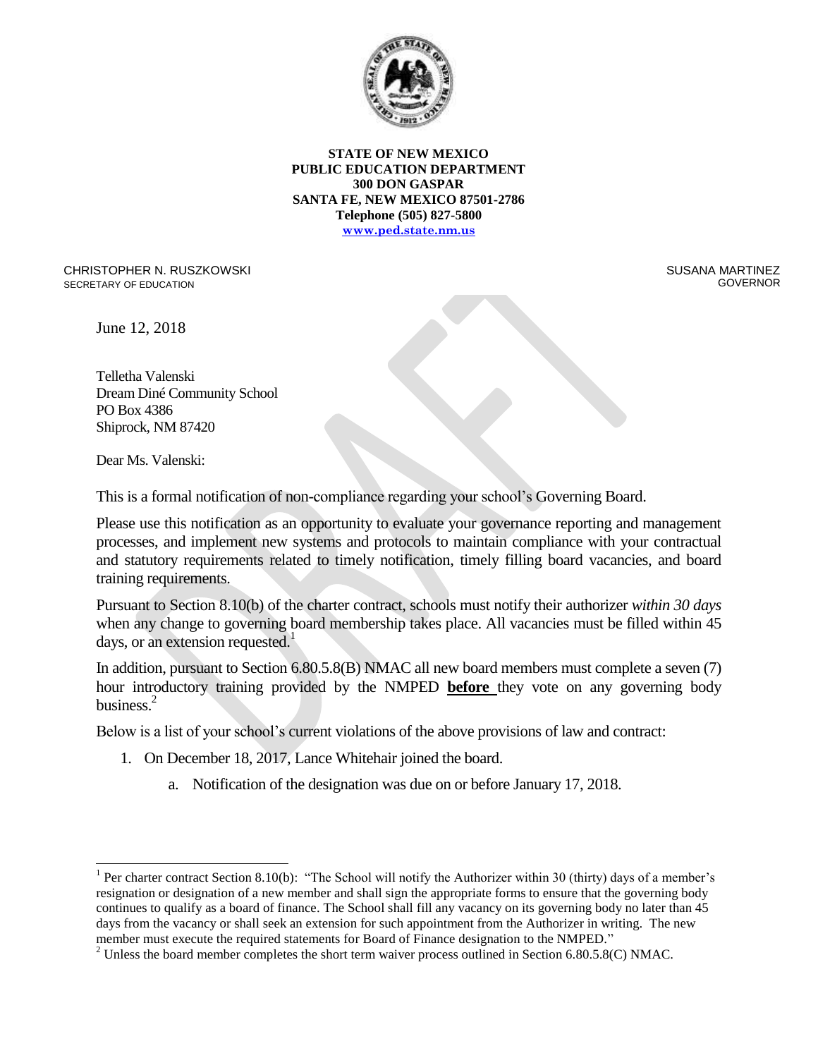**STATE OF NEW MEXICO**
**PUBLIC EDUCATION DEPARTMENT**
**300 DON GASPAR**
**SANTA FE, NEW MEXICO 87501-2786**
**Telephone (505) 827-5800**
**www.ped.state.nm.us**

CHRISTOPHER N. RUSZKOWSKI
SECRETARY OF EDUCATION

SUSANA MARTINEZ
GOVERNOR

June 12, 2018

Telletha Valenski
Dream Diné Community School
PO Box 4386
Shiprock, NM 87420

Dear Ms. Valenski:

This is a formal notification of non-compliance regarding your school's Governing Board.

Please use this notification as an opportunity to evaluate your governance reporting and management processes, and implement new systems and protocols to maintain compliance with your contractual and statutory requirements related to timely notification, timely filling board vacancies, and board training requirements.

Pursuant to Section 8.10(b) of the charter contract, schools must notify their authorizer *within 30 days* when any change to governing board membership takes place. All vacancies must be filled within 45 days, or an extension requested.[1]

In addition, pursuant to Section 6.80.5.8(B) NMAC all new board members must complete a seven (7) hour introductory training provided by the NMPED **before** they vote on any governing body business.[2]

Below is a list of your school's current violations of the above provisions of law and contract:

1. On December 18, 2017, Lance Whitehair joined the board.
    a. Notification of the designation was due on or before January 17, 2018.

[1] Per charter contract Section 8.10(b): "The School will notify the Authorizer within 30 (thirty) days of a member's resignation or designation of a new member and shall sign the appropriate forms to ensure that the governing body continues to qualify as a board of finance. The School shall fill any vacancy on its governing body no later than 45 days from the vacancy or shall seek an extension for such appointment from the Authorizer in writing. The new member must execute the required statements for Board of Finance designation to the NMPED."

[2] Unless the board member completes the short term waiver process outlined in Section 6.80.5.8(C) NMAC.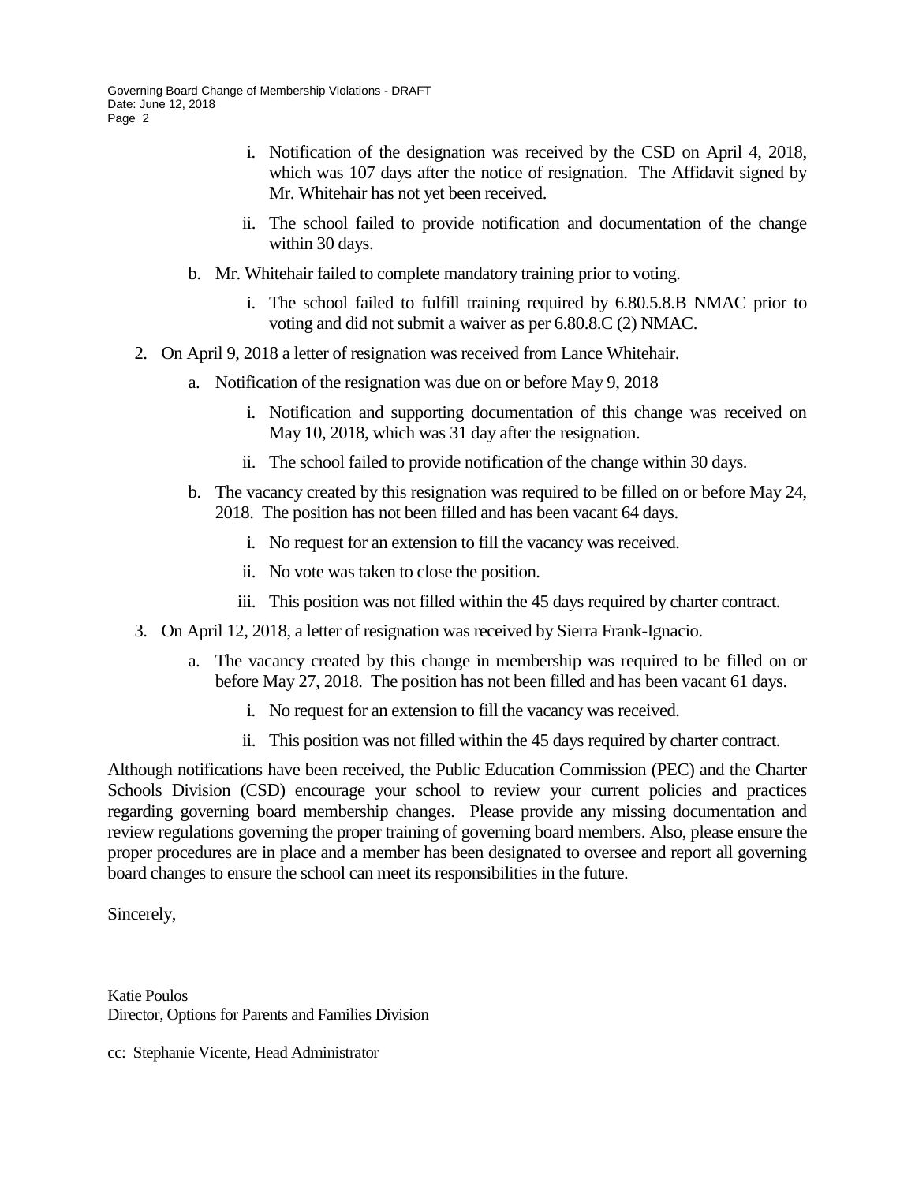i. Notification of the designation was received by the CSD on April 4, 2018, which was 107 days after the notice of resignation. The Affidavit signed by Mr. Whitehair has not yet been received.

   ii. The school failed to provide notification and documentation of the change within 30 days.

   b. Mr. Whitehair failed to complete mandatory training prior to voting.

   i. The school failed to fulfill training required by 6.80.5.8.B NMAC prior to voting and did not submit a waiver as per 6.80.8.C (2) NMAC.

2. On April 9, 2018 a letter of resignation was received from Lance Whitehair.

   a. Notification of the resignation was due on or before May 9, 2018

      i. Notification and supporting documentation of this change was received on May 10, 2018, which was 31 day after the resignation.

      ii. The school failed to provide notification of the change within 30 days.

   b. The vacancy created by this resignation was required to be filled on or before May 24, 2018. The position has not been filled and has been vacant 64 days.

      i. No request for an extension to fill the vacancy was received.

      ii. No vote was taken to close the position.

      iii. This position was not filled within the 45 days required by charter contract.

3. On April 12, 2018, a letter of resignation was received by Sierra Frank-Ignacio.

   a. The vacancy created by this change in membership was required to be filled on or before May 27, 2018. The position has not been filled and has been vacant 61 days.

      i. No request for an extension to fill the vacancy was received.

      ii. This position was not filled within the 45 days required by charter contract.

Although notifications have been received, the Public Education Commission (PEC) and the Charter Schools Division (CSD) encourage your school to review your current policies and practices regarding governing board membership changes. Please provide any missing documentation and review regulations governing the proper training of governing board members. Also, please ensure the proper procedures are in place and a member has been designated to oversee and report all governing board changes to ensure the school can meet its responsibilities in the future.

Sincerely,

Katie Poulos
Director, Options for Parents and Families Division

cc: Stephanie Vicente, Head Administrator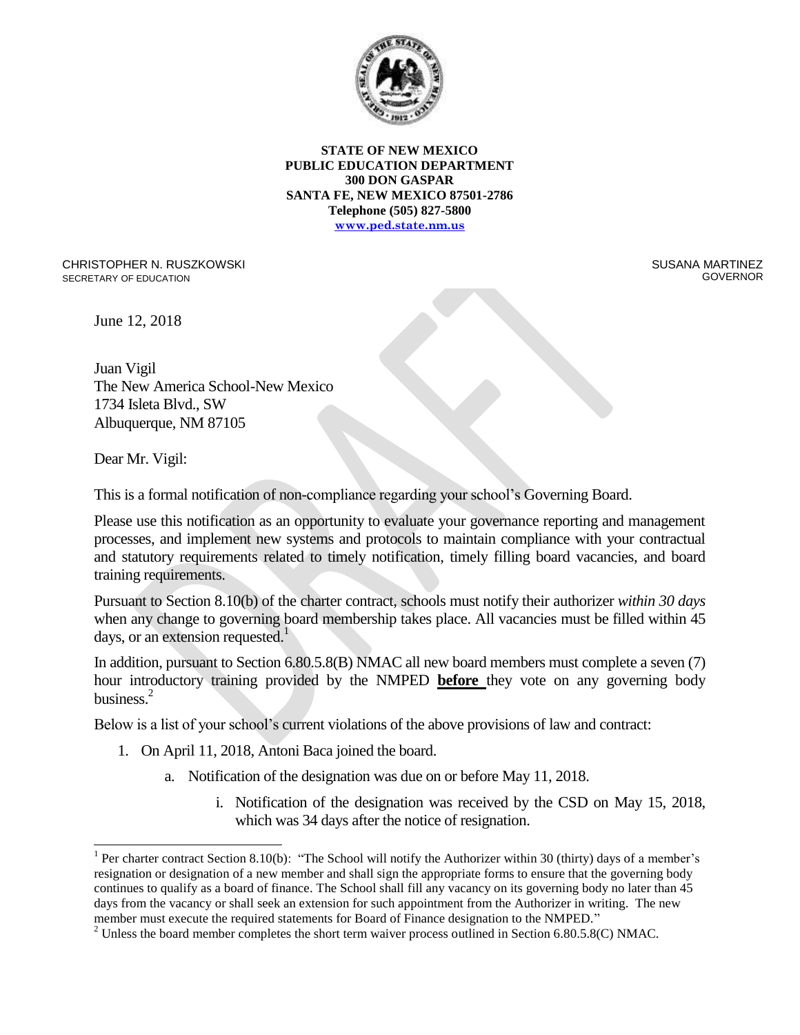**STATE OF NEW MEXICO**
**PUBLIC EDUCATION DEPARTMENT**
**300 DON GASPAR**
**SANTA FE, NEW MEXICO 87501-2786**
**Telephone (505) 827-5800**
**www.ped.state.nm.us**

CHRISTOPHER N. RUSZKOWSKI
SECRETARY OF EDUCATION

SUSANA MARTINEZ
GOVERNOR

June 12, 2018

Juan Vigil
The New America School-New Mexico
1734 Isleta Blvd., SW
Albuquerque, NM 87105

Dear Mr. Vigil:

This is a formal notification of non-compliance regarding your school's Governing Board.

Please use this notification as an opportunity to evaluate your governance reporting and management processes, and implement new systems and protocols to maintain compliance with your contractual and statutory requirements related to timely notification, timely filling board vacancies, and board training requirements.

Pursuant to Section 8.10(b) of the charter contract, schools must notify their authorizer *within 30 days* when any change to governing board membership takes place. All vacancies must be filled within 45 days, or an extension requested.[1]

In addition, pursuant to Section 6.80.5.8(B) NMAC all new board members must complete a seven (7) hour introductory training provided by the NMPED **before** they vote on any governing body business.[2]

Below is a list of your school's current violations of the above provisions of law and contract:

1. On April 11, 2018, Antoni Baca joined the board.
   a. Notification of the designation was due on or before May 11, 2018.
      i. Notification of the designation was received by the CSD on May 15, 2018, which was 34 days after the notice of resignation.

[1] Per charter contract Section 8.10(b): "The School will notify the Authorizer within 30 (thirty) days of a member's resignation or designation of a new member and shall sign the appropriate forms to ensure that the governing body continues to qualify as a board of finance. The School shall fill any vacancy on its governing body no later than 45 days from the vacancy or shall seek an extension for such appointment from the Authorizer in writing. The new member must execute the required statements for Board of Finance designation to the NMPED."

[2] Unless the board member completes the short term waiver process outlined in Section 6.80.5.8(C) NMAC.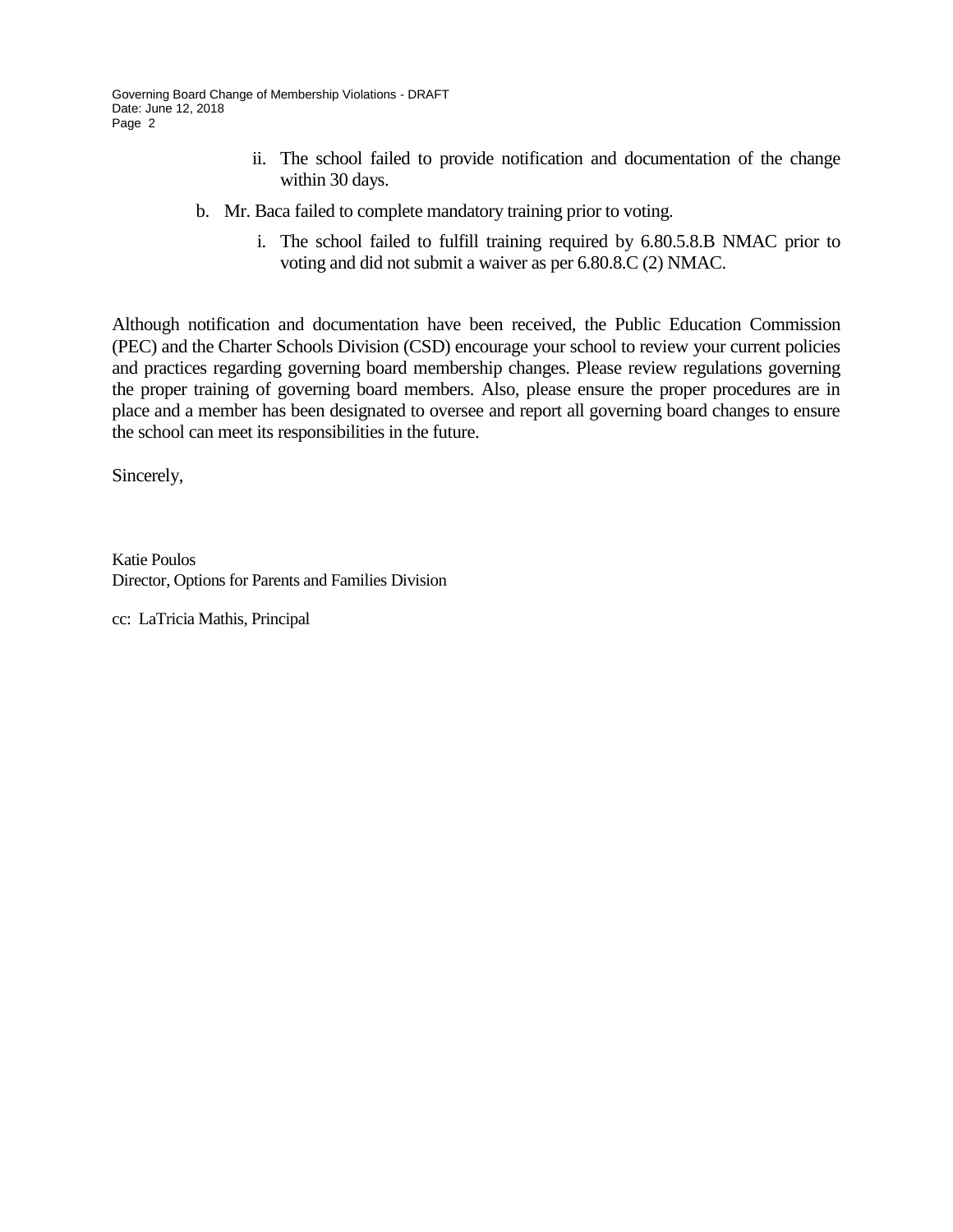ii. The school failed to provide notification and documentation of the change within 30 days.

b. Mr. Baca failed to complete mandatory training prior to voting.

   i. The school failed to fulfill training required by 6.80.5.8.B NMAC prior to voting and did not submit a waiver as per 6.80.8.C (2) NMAC.

Although notification and documentation have been received, the Public Education Commission (PEC) and the Charter Schools Division (CSD) encourage your school to review your current policies and practices regarding governing board membership changes. Please review regulations governing the proper training of governing board members. Also, please ensure the proper procedures are in place and a member has been designated to oversee and report all governing board changes to ensure the school can meet its responsibilities in the future.

Sincerely,

Katie Poulos
Director, Options for Parents and Families Division

cc: LaTricia Mathis, Principal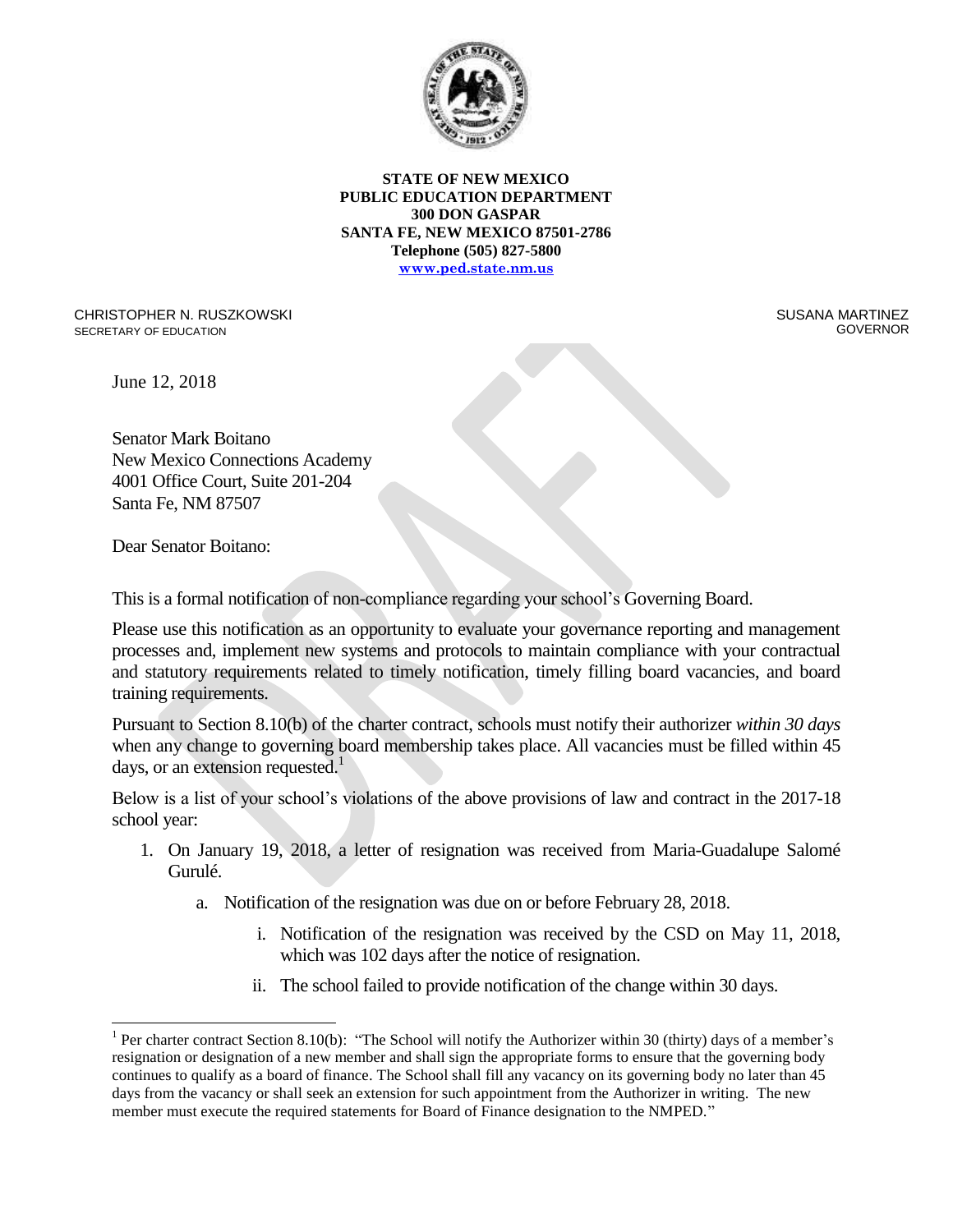**STATE OF NEW MEXICO**
**PUBLIC EDUCATION DEPARTMENT**
**300 DON GASPAR**
**SANTA FE, NEW MEXICO 87501-2786**
**Telephone (505) 827-5800**
**www.ped.state.nm.us**

CHRISTOPHER N. RUSZKOWSKI
SECRETARY OF EDUCATION

SUSANA MARTINEZ
GOVERNOR

June 12, 2018

Senator Mark Boitano
New Mexico Connections Academy
4001 Office Court, Suite 201-204
Santa Fe, NM 87507

Dear Senator Boitano:

This is a formal notification of non-compliance regarding your school's Governing Board.

Please use this notification as an opportunity to evaluate your governance reporting and management processes and, implement new systems and protocols to maintain compliance with your contractual and statutory requirements related to timely notification, timely filling board vacancies, and board training requirements.

Pursuant to Section 8.10(b) of the charter contract, schools must notify their authorizer *within 30 days* when any change to governing board membership takes place. All vacancies must be filled within 45 days, or an extension requested.[1]

Below is a list of your school's violations of the above provisions of law and contract in the 2017-18 school year:

1. On January 19, 2018, a letter of resignation was received from Maria-Guadalupe Salomé Gurulé.
   a. Notification of the resignation was due on or before February 28, 2018.
      i. Notification of the resignation was received by the CSD on May 11, 2018, which was 102 days after the notice of resignation.
      ii. The school failed to provide notification of the change within 30 days.

[1] Per charter contract Section 8.10(b): "The School will notify the Authorizer within 30 (thirty) days of a member's resignation or designation of a new member and shall sign the appropriate forms to ensure that the governing body continues to qualify as a board of finance. The School shall fill any vacancy on its governing body no later than 45 days from the vacancy or shall seek an extension for such appointment from the Authorizer in writing. The new member must execute the required statements for Board of Finance designation to the NMPED."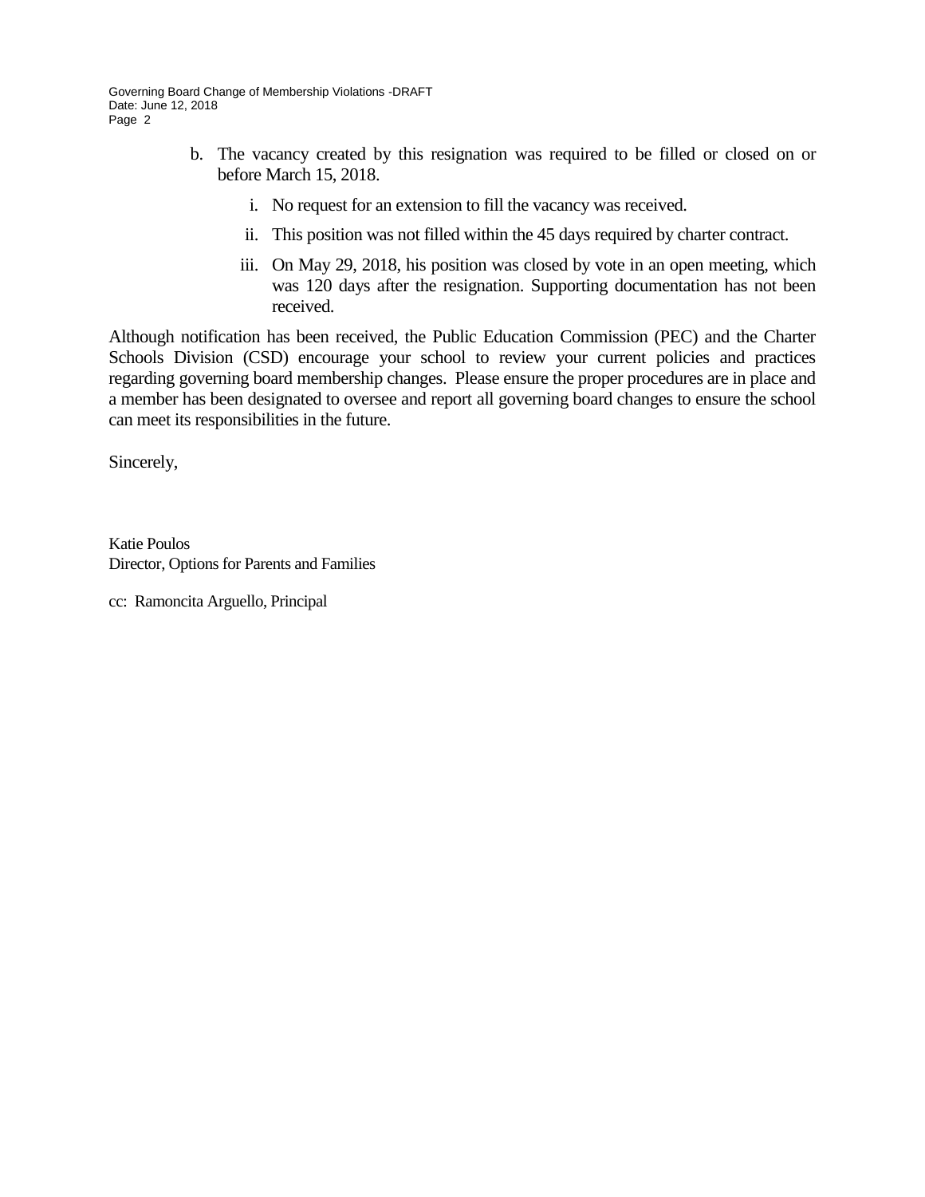b. The vacancy created by this resignation was required to be filled or closed on or before March 15, 2018.

   i. No request for an extension to fill the vacancy was received.

   ii. This position was not filled within the 45 days required by charter contract.

   iii. On May 29, 2018, his position was closed by vote in an open meeting, which was 120 days after the resignation. Supporting documentation has not been received.

Although notification has been received, the Public Education Commission (PEC) and the Charter Schools Division (CSD) encourage your school to review your current policies and practices regarding governing board membership changes. Please ensure the proper procedures are in place and a member has been designated to oversee and report all governing board changes to ensure the school can meet its responsibilities in the future.

Sincerely,

Katie Poulos
Director, Options for Parents and Families

cc: Ramoncita Arguello, Principal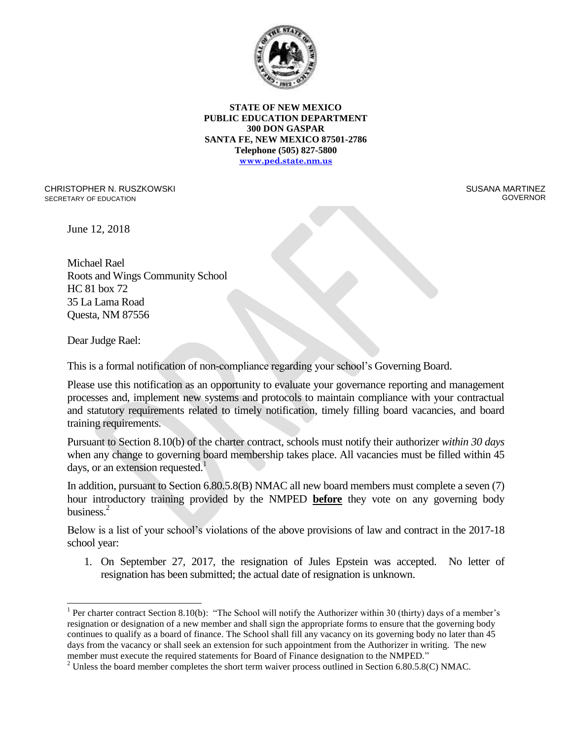**STATE OF NEW MEXICO**
**PUBLIC EDUCATION DEPARTMENT**
**300 DON GASPAR**
**SANTA FE, NEW MEXICO 87501-2786**
**Telephone (505) 827-5800**
**www.ped.state.nm.us**

CHRISTOPHER N. RUSZKOWSKI
SECRETARY OF EDUCATION

SUSANA MARTINEZ
GOVERNOR

June 12, 2018

Michael Rael
Roots and Wings Community School
HC 81 box 72
35 La Lama Road
Questa, NM 87556

Dear Judge Rael:

This is a formal notification of non-compliance regarding your school's Governing Board.

Please use this notification as an opportunity to evaluate your governance reporting and management processes and, implement new systems and protocols to maintain compliance with your contractual and statutory requirements related to timely notification, timely filling board vacancies, and board training requirements.

Pursuant to Section 8.10(b) of the charter contract, schools must notify their authorizer *within 30 days* when any change to governing board membership takes place. All vacancies must be filled within 45 days, or an extension requested.[1]

In addition, pursuant to Section 6.80.5.8(B) NMAC all new board members must complete a seven (7) hour introductory training provided by the NMPED **before** they vote on any governing body business.[2]

Below is a list of your school's violations of the above provisions of law and contract in the 2017-18 school year:

1. On September 27, 2017, the resignation of Jules Epstein was accepted. No letter of resignation has been submitted; the actual date of resignation is unknown.

---

[1] Per charter contract Section 8.10(b): "The School will notify the Authorizer within 30 (thirty) days of a member's resignation or designation of a new member and shall sign the appropriate forms to ensure that the governing body continues to qualify as a board of finance. The School shall fill any vacancy on its governing body no later than 45 days from the vacancy or shall seek an extension for such appointment from the Authorizer in writing. The new member must execute the required statements for Board of Finance designation to the NMPED."

[2] Unless the board member completes the short term waiver process outlined in Section 6.80.5.8(C) NMAC.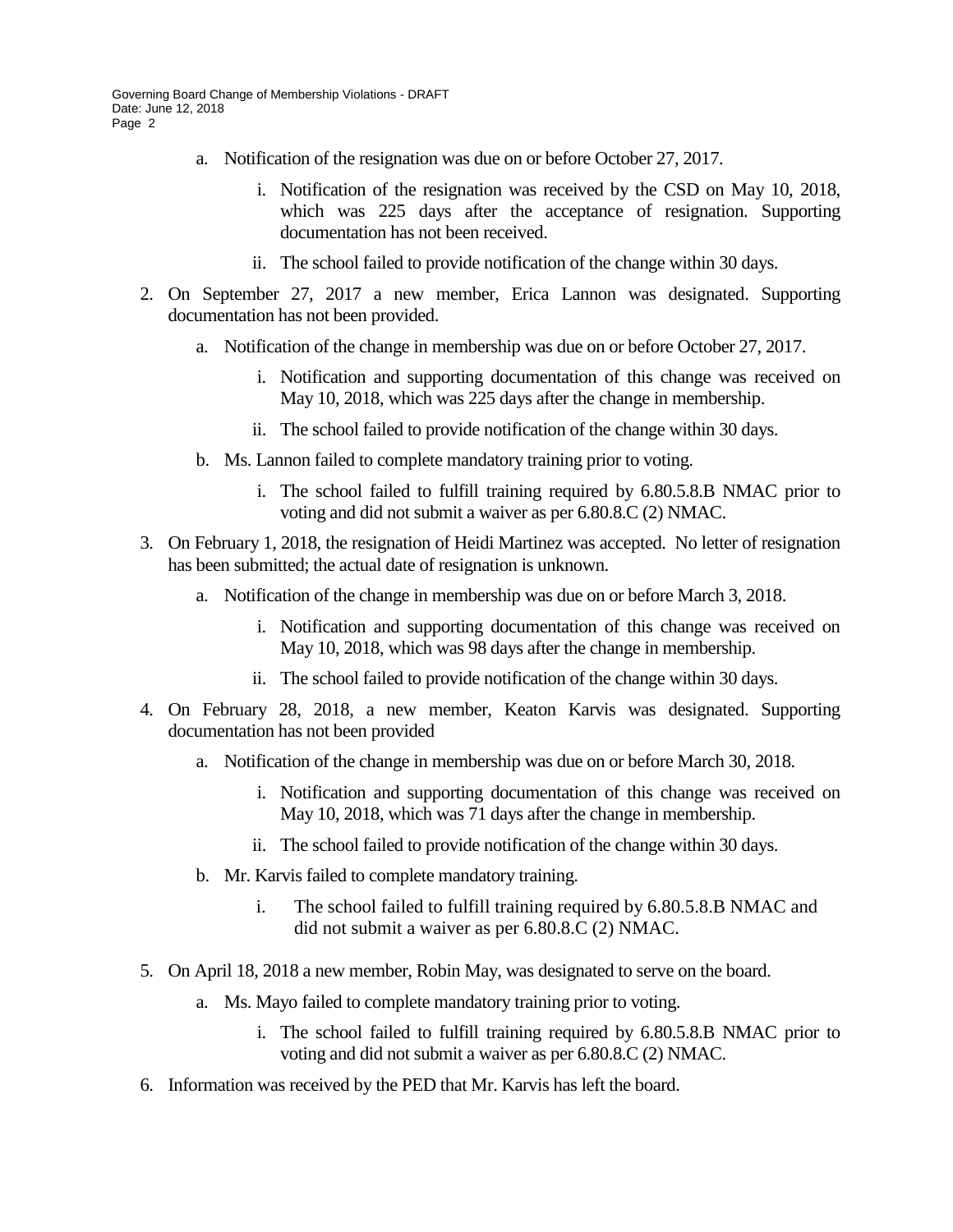a. Notification of the resignation was due on or before October 27, 2017.

   i. Notification of the resignation was received by the CSD on May 10, 2018, which was 225 days after the acceptance of resignation. Supporting documentation has not been received.

   ii. The school failed to provide notification of the change within 30 days.

2. On September 27, 2017 a new member, Erica Lannon was designated. Supporting documentation has not been provided.

   a. Notification of the change in membership was due on or before October 27, 2017.

      i. Notification and supporting documentation of this change was received on May 10, 2018, which was 225 days after the change in membership.

      ii. The school failed to provide notification of the change within 30 days.

   b. Ms. Lannon failed to complete mandatory training prior to voting.

      i. The school failed to fulfill training required by 6.80.5.8.B NMAC prior to voting and did not submit a waiver as per 6.80.8.C (2) NMAC.

3. On February 1, 2018, the resignation of Heidi Martinez was accepted. No letter of resignation has been submitted; the actual date of resignation is unknown.

   a. Notification of the change in membership was due on or before March 3, 2018.

      i. Notification and supporting documentation of this change was received on May 10, 2018, which was 98 days after the change in membership.

      ii. The school failed to provide notification of the change within 30 days.

4. On February 28, 2018, a new member, Keaton Karvis was designated. Supporting documentation has not been provided

   a. Notification of the change in membership was due on or before March 30, 2018.

      i. Notification and supporting documentation of this change was received on May 10, 2018, which was 71 days after the change in membership.

      ii. The school failed to provide notification of the change within 30 days.

   b. Mr. Karvis failed to complete mandatory training.

      i. The school failed to fulfill training required by 6.80.5.8.B NMAC and did not submit a waiver as per 6.80.8.C (2) NMAC.

5. On April 18, 2018 a new member, Robin May, was designated to serve on the board.

   a. Ms. Mayo failed to complete mandatory training prior to voting.

      i. The school failed to fulfill training required by 6.80.5.8.B NMAC prior to voting and did not submit a waiver as per 6.80.8.C (2) NMAC.

6. Information was received by the PED that Mr. Karvis has left the board.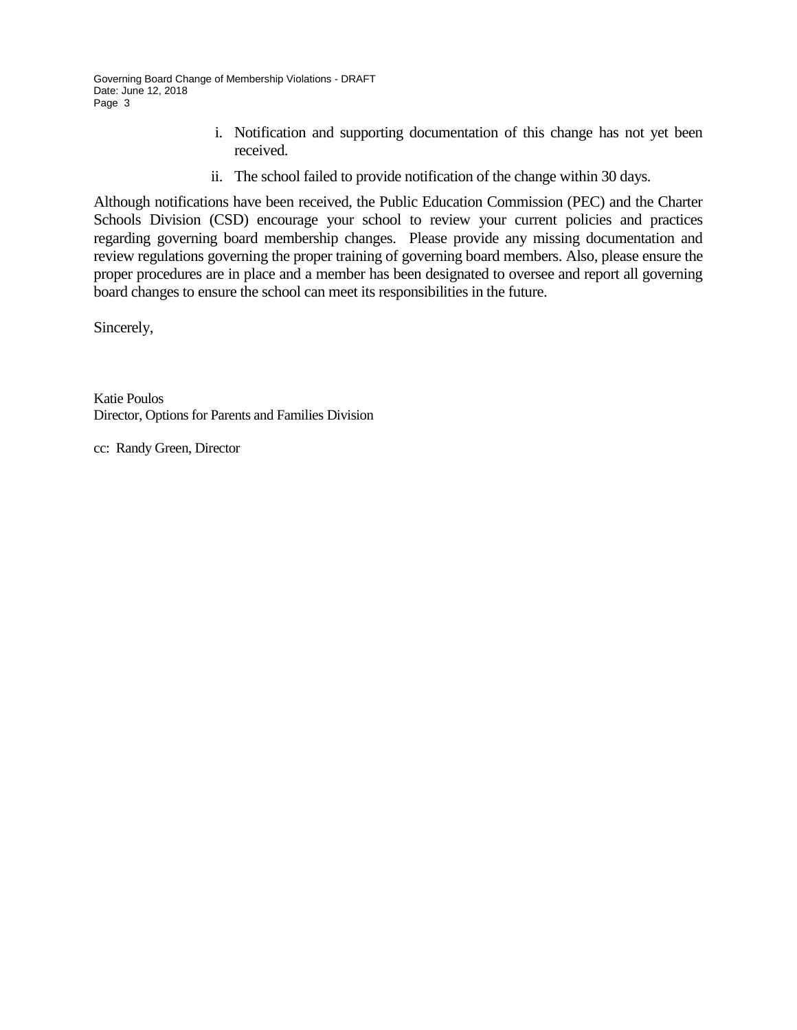i. Notification and supporting documentation of this change has not yet been received.

ii. The school failed to provide notification of the change within 30 days.

Although notifications have been received, the Public Education Commission (PEC) and the Charter Schools Division (CSD) encourage your school to review your current policies and practices regarding governing board membership changes. Please provide any missing documentation and review regulations governing the proper training of governing board members. Also, please ensure the proper procedures are in place and a member has been designated to oversee and report all governing board changes to ensure the school can meet its responsibilities in the future.

Sincerely,

Katie Poulos
Director, Options for Parents and Families Division

cc: Randy Green, Director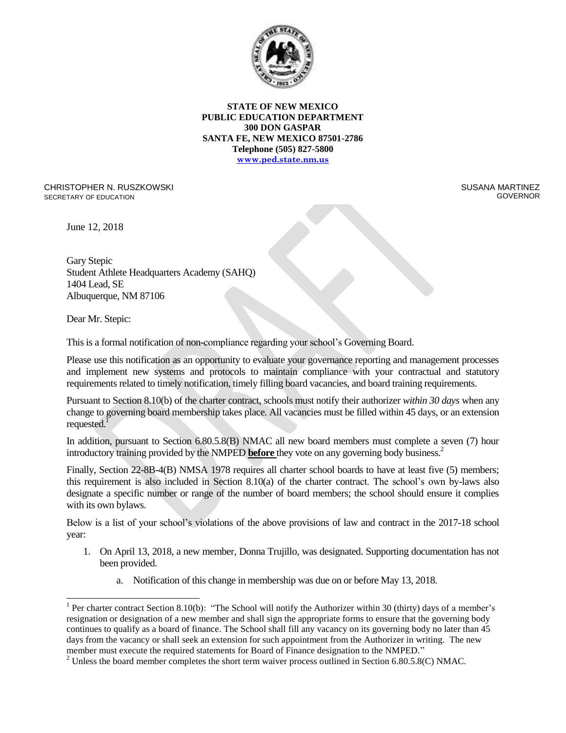**STATE OF NEW MEXICO**
**PUBLIC EDUCATION DEPARTMENT**
**300 DON GASPAR**
**SANTA FE, NEW MEXICO 87501-2786**
**Telephone (505) 827-5800**
**www.ped.state.nm.us**

CHRISTOPHER N. RUSZKOWSKI
SECRETARY OF EDUCATION

SUSANA MARTINEZ
GOVERNOR

June 12, 2018

Gary Stepic
Student Athlete Headquarters Academy (SAHQ)
1404 Lead, SE
Albuquerque, NM 87106

Dear Mr. Stepic:

This is a formal notification of non-compliance regarding your school's Governing Board.

Please use this notification as an opportunity to evaluate your governance reporting and management processes and implement new systems and protocols to maintain compliance with your contractual and statutory requirements related to timely notification, timely filling board vacancies, and board training requirements.

Pursuant to Section 8.10(b) of the charter contract, schools must notify their authorizer *within 30 days* when any change to governing board membership takes place. All vacancies must be filled within 45 days, or an extension requested.[1]

In addition, pursuant to Section 6.80.5.8(B) NMAC all new board members must complete a seven (7) hour introductory training provided by the NMPED **before** they vote on any governing body business.[2]

Finally, Section 22-8B-4(B) NMSA 1978 requires all charter school boards to have at least five (5) members; this requirement is also included in Section 8.10(a) of the charter contract. The school's own by-laws also designate a specific number or range of the number of board members; the school should ensure it complies with its own bylaws.

Below is a list of your school's violations of the above provisions of law and contract in the 2017-18 school year:

1. On April 13, 2018, a new member, Donna Trujillo, was designated. Supporting documentation has not been provided.
    a. Notification of this change in membership was due on or before May 13, 2018.

---

[1] Per charter contract Section 8.10(b): "The School will notify the Authorizer within 30 (thirty) days of a member's resignation or designation of a new member and shall sign the appropriate forms to ensure that the governing body continues to qualify as a board of finance. The School shall fill any vacancy on its governing body no later than 45 days from the vacancy or shall seek an extension for such appointment from the Authorizer in writing. The new member must execute the required statements for Board of Finance designation to the NMPED."

[2] Unless the board member completes the short term waiver process outlined in Section 6.80.5.8(C) NMAC.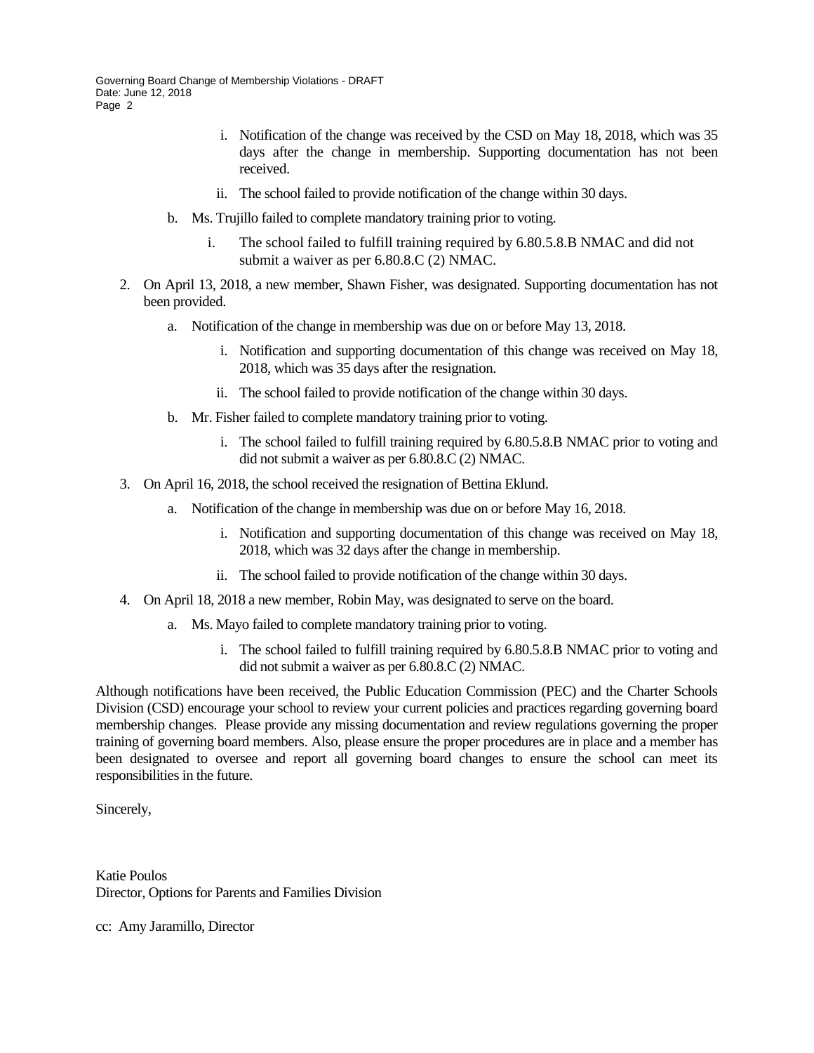- i. Notification of the change was received by the CSD on May 18, 2018, which was 35 days after the change in membership. Supporting documentation has not been received.
   - ii. The school failed to provide notification of the change within 30 days.

   b. Ms. Trujillo failed to complete mandatory training prior to voting.

   - i. The school failed to fulfill training required by 6.80.5.8.B NMAC and did not submit a waiver as per 6.80.8.C (2) NMAC.

2. On April 13, 2018, a new member, Shawn Fisher, was designated. Supporting documentation has not been provided.

   a. Notification of the change in membership was due on or before May 13, 2018.

   - i. Notification and supporting documentation of this change was received on May 18, 2018, which was 35 days after the resignation.
   - ii. The school failed to provide notification of the change within 30 days.

   b. Mr. Fisher failed to complete mandatory training prior to voting.

   - i. The school failed to fulfill training required by 6.80.5.8.B NMAC prior to voting and did not submit a waiver as per 6.80.8.C (2) NMAC.

3. On April 16, 2018, the school received the resignation of Bettina Eklund.

   a. Notification of the change in membership was due on or before May 16, 2018.

   - i. Notification and supporting documentation of this change was received on May 18, 2018, which was 32 days after the change in membership.
   - ii. The school failed to provide notification of the change within 30 days.

4. On April 18, 2018 a new member, Robin May, was designated to serve on the board.

   a. Ms. Mayo failed to complete mandatory training prior to voting.

   - i. The school failed to fulfill training required by 6.80.5.8.B NMAC prior to voting and did not submit a waiver as per 6.80.8.C (2) NMAC.

Although notifications have been received, the Public Education Commission (PEC) and the Charter Schools Division (CSD) encourage your school to review your current policies and practices regarding governing board membership changes. Please provide any missing documentation and review regulations governing the proper training of governing board members. Also, please ensure the proper procedures are in place and a member has been designated to oversee and report all governing board changes to ensure the school can meet its responsibilities in the future.

Sincerely,

Katie Poulos
Director, Options for Parents and Families Division

cc: Amy Jaramillo, Director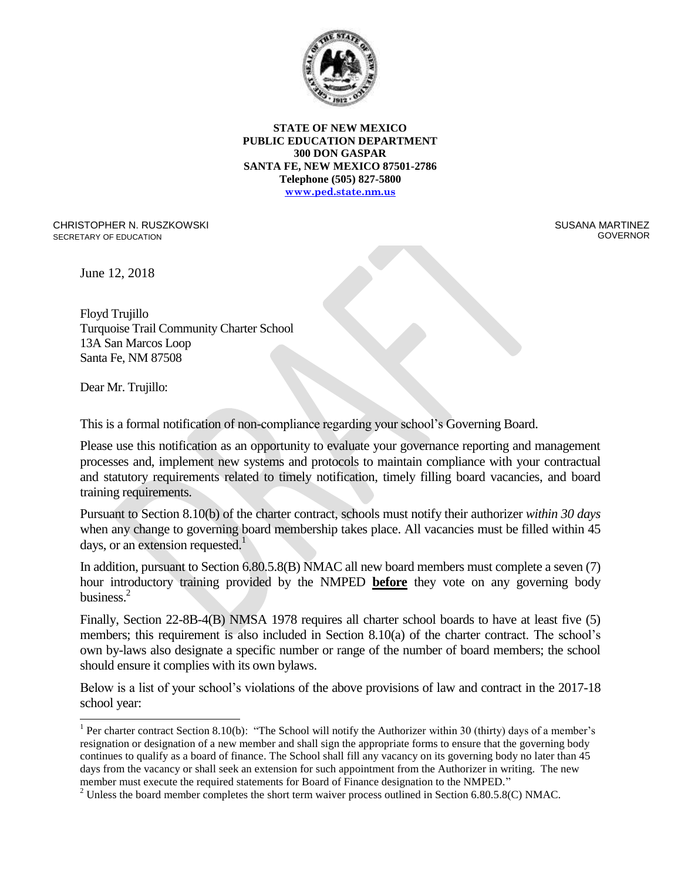**STATE OF NEW MEXICO**
**PUBLIC EDUCATION DEPARTMENT**
**300 DON GASPAR**
**SANTA FE, NEW MEXICO 87501-2786**
**Telephone (505) 827-5800**
**www.ped.state.nm.us**

CHRISTOPHER N. RUSZKOWSKI
SECRETARY OF EDUCATION

SUSANA MARTINEZ
GOVERNOR

June 12, 2018

Floyd Trujillo
Turquoise Trail Community Charter School
13A San Marcos Loop
Santa Fe, NM 87508

Dear Mr. Trujillo:

This is a formal notification of non-compliance regarding your school's Governing Board.

Please use this notification as an opportunity to evaluate your governance reporting and management processes and, implement new systems and protocols to maintain compliance with your contractual and statutory requirements related to timely notification, timely filling board vacancies, and board training requirements.

Pursuant to Section 8.10(b) of the charter contract, schools must notify their authorizer *within 30 days* when any change to governing board membership takes place. All vacancies must be filled within 45 days, or an extension requested.[1]

In addition, pursuant to Section 6.80.5.8(B) NMAC all new board members must complete a seven (7) hour introductory training provided by the NMPED **before** they vote on any governing body business.[2]

Finally, Section 22-8B-4(B) NMSA 1978 requires all charter school boards to have at least five (5) members; this requirement is also included in Section 8.10(a) of the charter contract. The school's own by-laws also designate a specific number or range of the number of board members; the school should ensure it complies with its own bylaws.

Below is a list of your school's violations of the above provisions of law and contract in the 2017-18 school year:

---

[1] Per charter contract Section 8.10(b): "The School will notify the Authorizer within 30 (thirty) days of a member's resignation or designation of a new member and shall sign the appropriate forms to ensure that the governing body continues to qualify as a board of finance. The School shall fill any vacancy on its governing body no later than 45 days from the vacancy or shall seek an extension for such appointment from the Authorizer in writing. The new member must execute the required statements for Board of Finance designation to the NMPED."

[2] Unless the board member completes the short term waiver process outlined in Section 6.80.5.8(C) NMAC.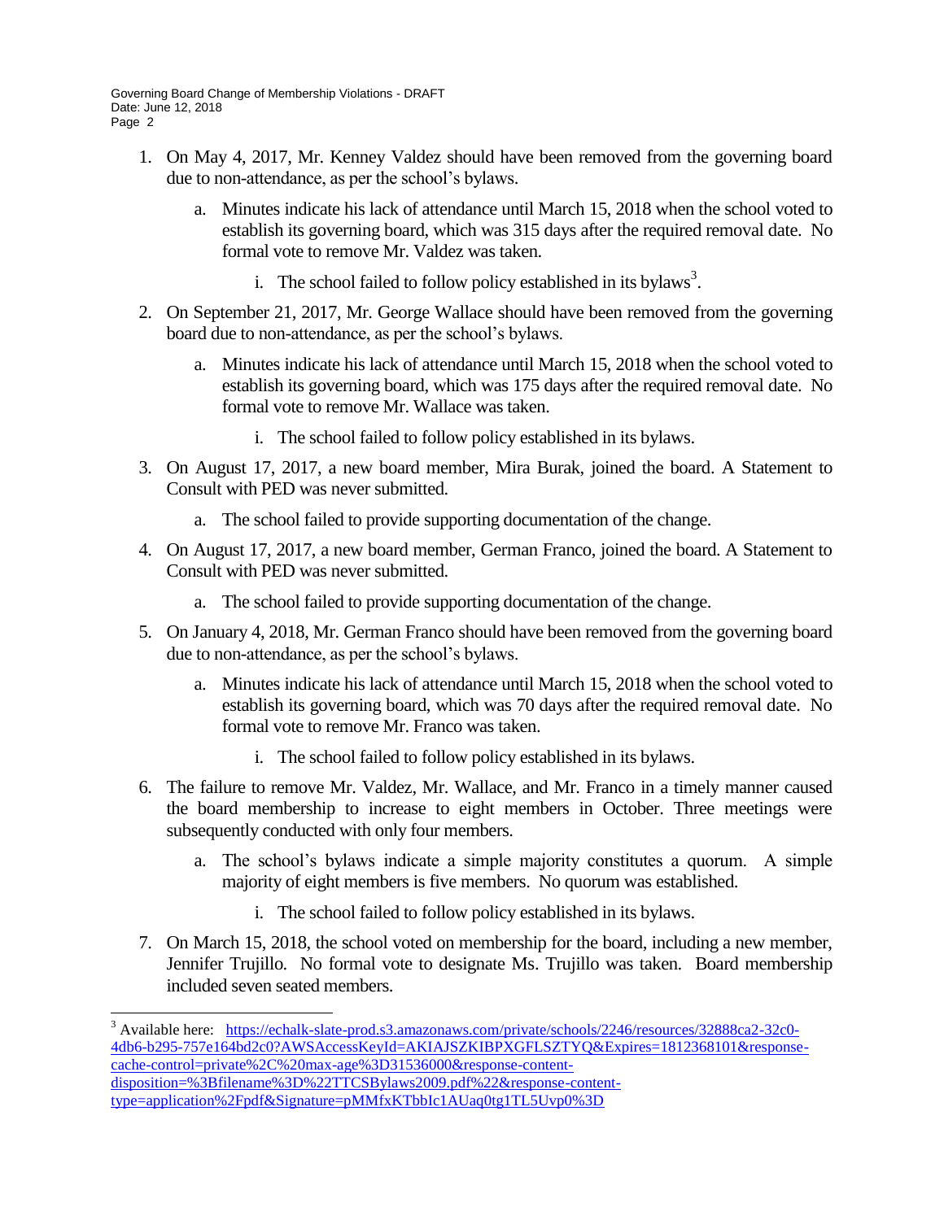1. On May 4, 2017, Mr. Kenney Valdez should have been removed from the governing board due to non-attendance, as per the school's bylaws.
   a. Minutes indicate his lack of attendance until March 15, 2018 when the school voted to establish its governing board, which was 315 days after the required removal date. No formal vote to remove Mr. Valdez was taken.
      i. The school failed to follow policy established in its bylaws[3].
2. On September 21, 2017, Mr. George Wallace should have been removed from the governing board due to non-attendance, as per the school's bylaws.
   a. Minutes indicate his lack of attendance until March 15, 2018 when the school voted to establish its governing board, which was 175 days after the required removal date. No formal vote to remove Mr. Wallace was taken.
      i. The school failed to follow policy established in its bylaws.
3. On August 17, 2017, a new board member, Mira Burak, joined the board. A Statement to Consult with PED was never submitted.
   a. The school failed to provide supporting documentation of the change.
4. On August 17, 2017, a new board member, German Franco, joined the board. A Statement to Consult with PED was never submitted.
   a. The school failed to provide supporting documentation of the change.
5. On January 4, 2018, Mr. German Franco should have been removed from the governing board due to non-attendance, as per the school's bylaws.
   a. Minutes indicate his lack of attendance until March 15, 2018 when the school voted to establish its governing board, which was 70 days after the required removal date. No formal vote to remove Mr. Franco was taken.
      i. The school failed to follow policy established in its bylaws.
6. The failure to remove Mr. Valdez, Mr. Wallace, and Mr. Franco in a timely manner caused the board membership to increase to eight members in October. Three meetings were subsequently conducted with only four members.
   a. The school's bylaws indicate a simple majority constitutes a quorum. A simple majority of eight members is five members. No quorum was established.
      i. The school failed to follow policy established in its bylaws.
7. On March 15, 2018, the school voted on membership for the board, including a new member, Jennifer Trujillo. No formal vote to designate Ms. Trujillo was taken. Board membership included seven seated members.

[3] Available here: https://echalk-slate-prod.s3.amazonaws.com/private/schools/2246/resources/32888ca2-32c0-4db6-b295-757e164bd2c0?AWSAccessKeyId=AKIAJSZKIBPXGFLSZTYQ&Expires=1812368101&response-cache-control=private%2C%20max-age%3D31536000&response-content-disposition=%3Bfilename%3D%22TTCSBylaws2009.pdf%22&response-content-type=application%2Fpdf&Signature=pMMfxKTbbIc1AUaq0tg1TL5Uvp0%3D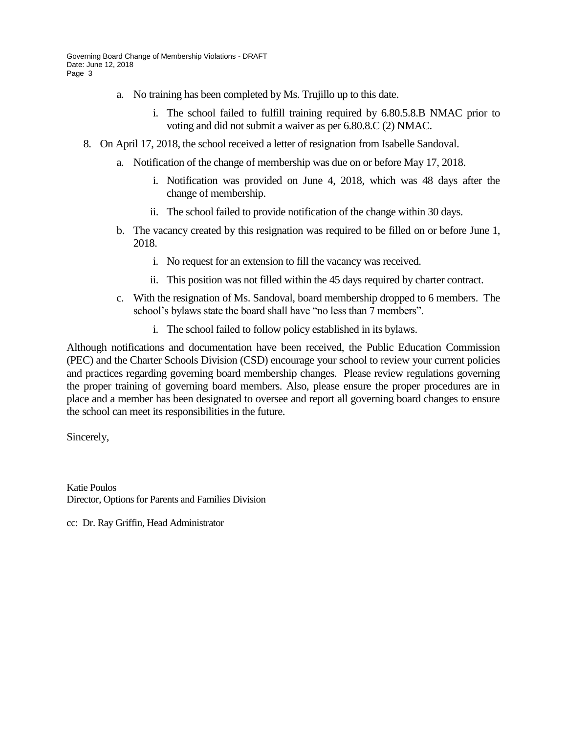a. No training has been completed by Ms. Trujillo up to this date.

   i. The school failed to fulfill training required by 6.80.5.8.B NMAC prior to voting and did not submit a waiver as per 6.80.8.C (2) NMAC.

8. On April 17, 2018, the school received a letter of resignation from Isabelle Sandoval.

   a. Notification of the change of membership was due on or before May 17, 2018.

      i. Notification was provided on June 4, 2018, which was 48 days after the change of membership.

      ii. The school failed to provide notification of the change within 30 days.

   b. The vacancy created by this resignation was required to be filled on or before June 1, 2018.

      i. No request for an extension to fill the vacancy was received.

      ii. This position was not filled within the 45 days required by charter contract.

   c. With the resignation of Ms. Sandoval, board membership dropped to 6 members. The school's bylaws state the board shall have "no less than 7 members".

      i. The school failed to follow policy established in its bylaws.

Although notifications and documentation have been received, the Public Education Commission (PEC) and the Charter Schools Division (CSD) encourage your school to review your current policies and practices regarding governing board membership changes. Please review regulations governing the proper training of governing board members. Also, please ensure the proper procedures are in place and a member has been designated to oversee and report all governing board changes to ensure the school can meet its responsibilities in the future.

Sincerely,

Katie Poulos
Director, Options for Parents and Families Division

cc: Dr. Ray Griffin, Head Administrator